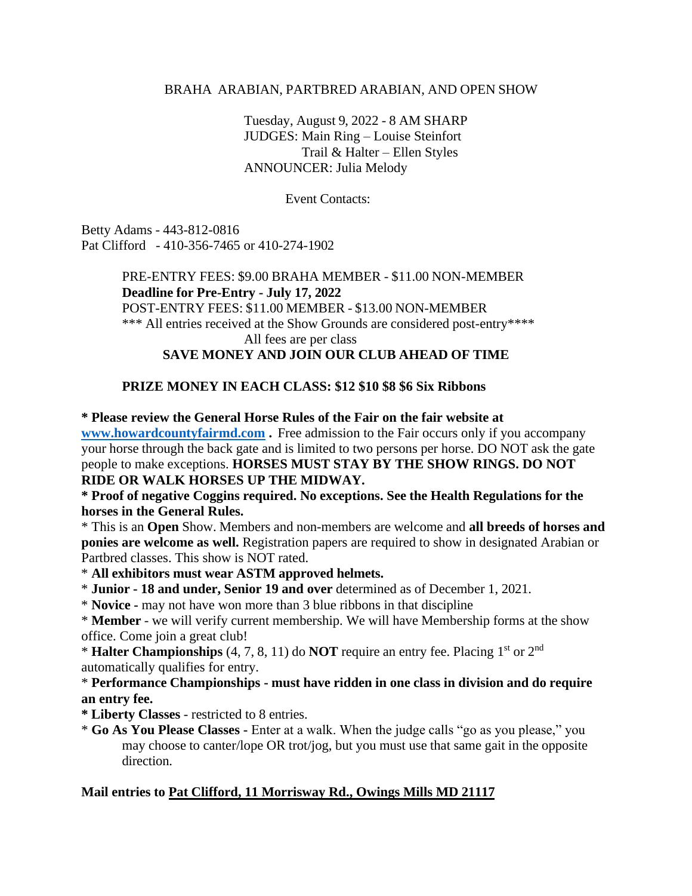# BRAHA ARABIAN, PARTBRED ARABIAN, AND OPEN SHOW

Tuesday, August 9, 2022 - 8 AM SHARP
JUDGES: Main Ring – Louise Steinfort
Trail & Halter – Ellen Styles
ANNOUNCER: Julia Melody

Event Contacts:

Betty Adams - 443-812-0816
Pat Clifford - 410-356-7465 or 410-274-1902

PRE-ENTRY FEES: $9.00 BRAHA MEMBER - $11.00 NON-MEMBER
**Deadline for Pre-Entry - July 17, 2022**
POST-ENTRY FEES: $11.00 MEMBER - $13.00 NON-MEMBER
*** All entries received at the Show Grounds are considered post-entry****
All fees are per class
**SAVE MONEY AND JOIN OUR CLUB AHEAD OF TIME**

**PRIZE MONEY IN EACH CLASS: $12 $10 $8 $6 Six Ribbons**

**\* Please review the General Horse Rules of the Fair on the fair website at [www.howardcountyfairmd.com](http://www.howardcountyfairmd.com) .** Free admission to the Fair occurs only if you accompany your horse through the back gate and is limited to two persons per horse. DO NOT ask the gate people to make exceptions. **HORSES MUST STAY BY THE SHOW RINGS. DO NOT RIDE OR WALK HORSES UP THE MIDWAY.**

**\* Proof of negative Coggins required. No exceptions. See the Health Regulations for the horses in the General Rules.**

\* This is an **Open** Show. Members and non-members are welcome and **all breeds of horses and ponies are welcome as well.** Registration papers are required to show in designated Arabian or Partbred classes. This show is NOT rated.

\* **All exhibitors must wear ASTM approved helmets.**

\* **Junior - 18 and under, Senior 19 and over** determined as of December 1, 2021.

\* **Novice -** may not have won more than 3 blue ribbons in that discipline

\* **Member** - we will verify current membership. We will have Membership forms at the show office. Come join a great club!

\* **Halter Championships** (4, 7, 8, 11) do **NOT** require an entry fee. Placing 1st or 2nd automatically qualifies for entry.

\* **Performance Championships - must have ridden in one class in division and do require an entry fee.**

**\* Liberty Classes** - restricted to 8 entries.

\* **Go As You Please Classes -** Enter at a walk. When the judge calls "go as you please," you may choose to canter/lope OR trot/jog, but you must use that same gait in the opposite direction.

**Mail entries to <u>Pat Clifford, 11 Morrisway Rd., Owings Mills MD 21117</u>**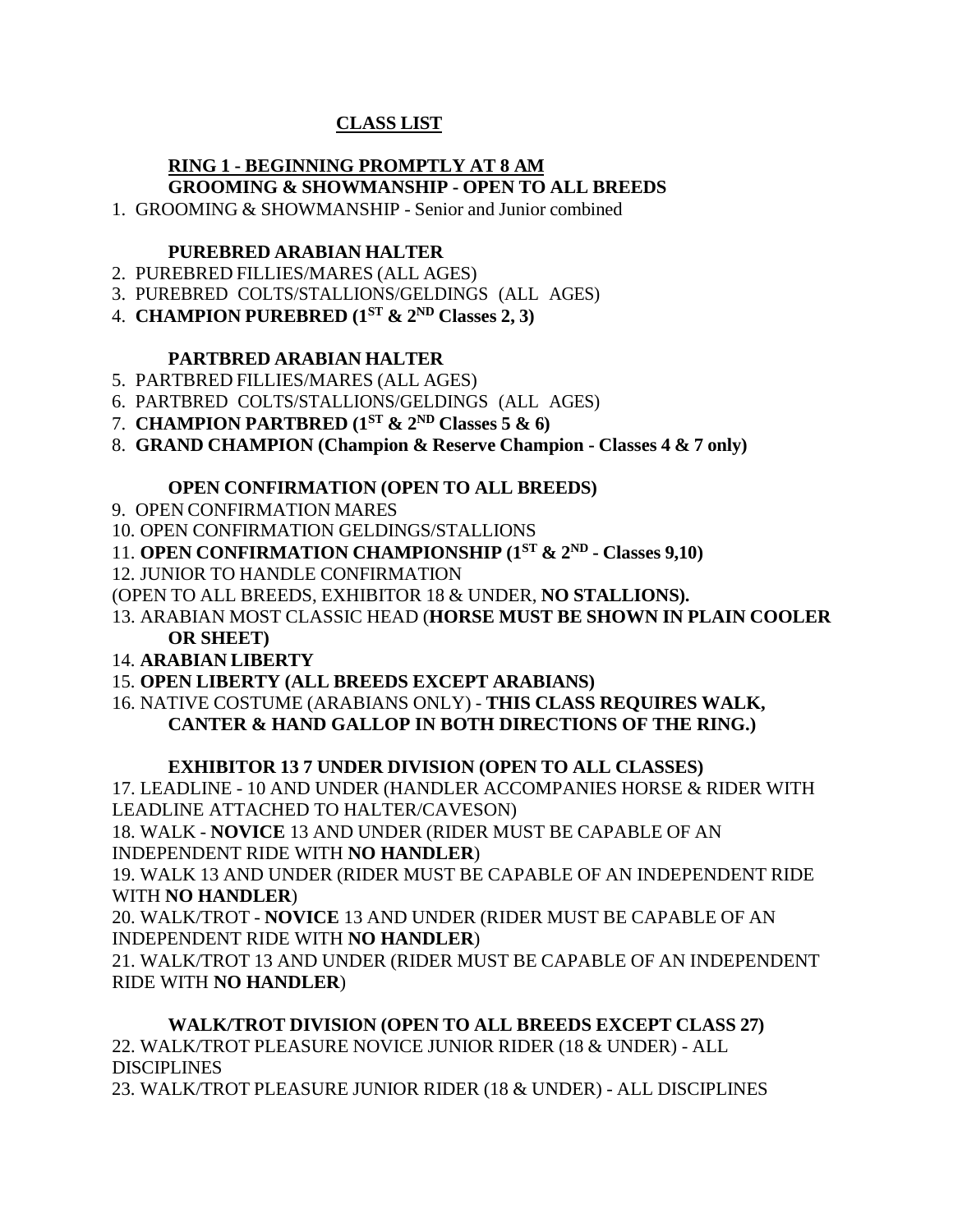# CLASS LIST

## RING 1 - BEGINNING PROMPTLY AT 8 AM

### GROOMING & SHOWMANSHIP - OPEN TO ALL BREEDS

1. GROOMING & SHOWMANSHIP - Senior and Junior combined

### PUREBRED ARABIAN HALTER

2. PUREBRED FILLIES/MARES (ALL AGES)
3. PUREBRED COLTS/STALLIONS/GELDINGS (ALL AGES)
4. **CHAMPION PUREBRED (1ST & 2ND Classes 2, 3)**

### PARTBRED ARABIAN HALTER

5. PARTBRED FILLIES/MARES (ALL AGES)
6. PARTBRED COLTS/STALLIONS/GELDINGS (ALL AGES)
7. **CHAMPION PARTBRED (1ST & 2ND Classes 5 & 6)**
8. **GRAND CHAMPION (Champion & Reserve Champion - Classes 4 & 7 only)**

### OPEN CONFIRMATION (OPEN TO ALL BREEDS)

9. OPEN CONFIRMATION MARES
10. OPEN CONFIRMATION GELDINGS/STALLIONS
11. **OPEN CONFIRMATION CHAMPIONSHIP (1ST & 2ND - Classes 9,10)**
12. JUNIOR TO HANDLE CONFIRMATION (OPEN TO ALL BREEDS, EXHIBITOR 18 & UNDER, **NO STALLIONS).**
13. ARABIAN MOST CLASSIC HEAD (**HORSE MUST BE SHOWN IN PLAIN COOLER OR SHEET)**
14. **ARABIAN LIBERTY**
15. **OPEN LIBERTY (ALL BREEDS EXCEPT ARABIANS)**
16. NATIVE COSTUME (ARABIANS ONLY) - **THIS CLASS REQUIRES WALK, CANTER & HAND GALLOP IN BOTH DIRECTIONS OF THE RING.)**

### EXHIBITOR 13 7 UNDER DIVISION (OPEN TO ALL CLASSES)

17. LEADLINE - 10 AND UNDER (HANDLER ACCOMPANIES HORSE & RIDER WITH LEADLINE ATTACHED TO HALTER/CAVESON)
18. WALK - **NOVICE** 13 AND UNDER (RIDER MUST BE CAPABLE OF AN INDEPENDENT RIDE WITH **NO HANDLER**)
19. WALK 13 AND UNDER (RIDER MUST BE CAPABLE OF AN INDEPENDENT RIDE WITH **NO HANDLER**)
20. WALK/TROT - **NOVICE** 13 AND UNDER (RIDER MUST BE CAPABLE OF AN INDEPENDENT RIDE WITH **NO HANDLER**)
21. WALK/TROT 13 AND UNDER (RIDER MUST BE CAPABLE OF AN INDEPENDENT RIDE WITH **NO HANDLER**)

### WALK/TROT DIVISION (OPEN TO ALL BREEDS EXCEPT CLASS 27)

22. WALK/TROT PLEASURE NOVICE JUNIOR RIDER (18 & UNDER) - ALL DISCIPLINES
23. WALK/TROT PLEASURE JUNIOR RIDER (18 & UNDER) - ALL DISCIPLINES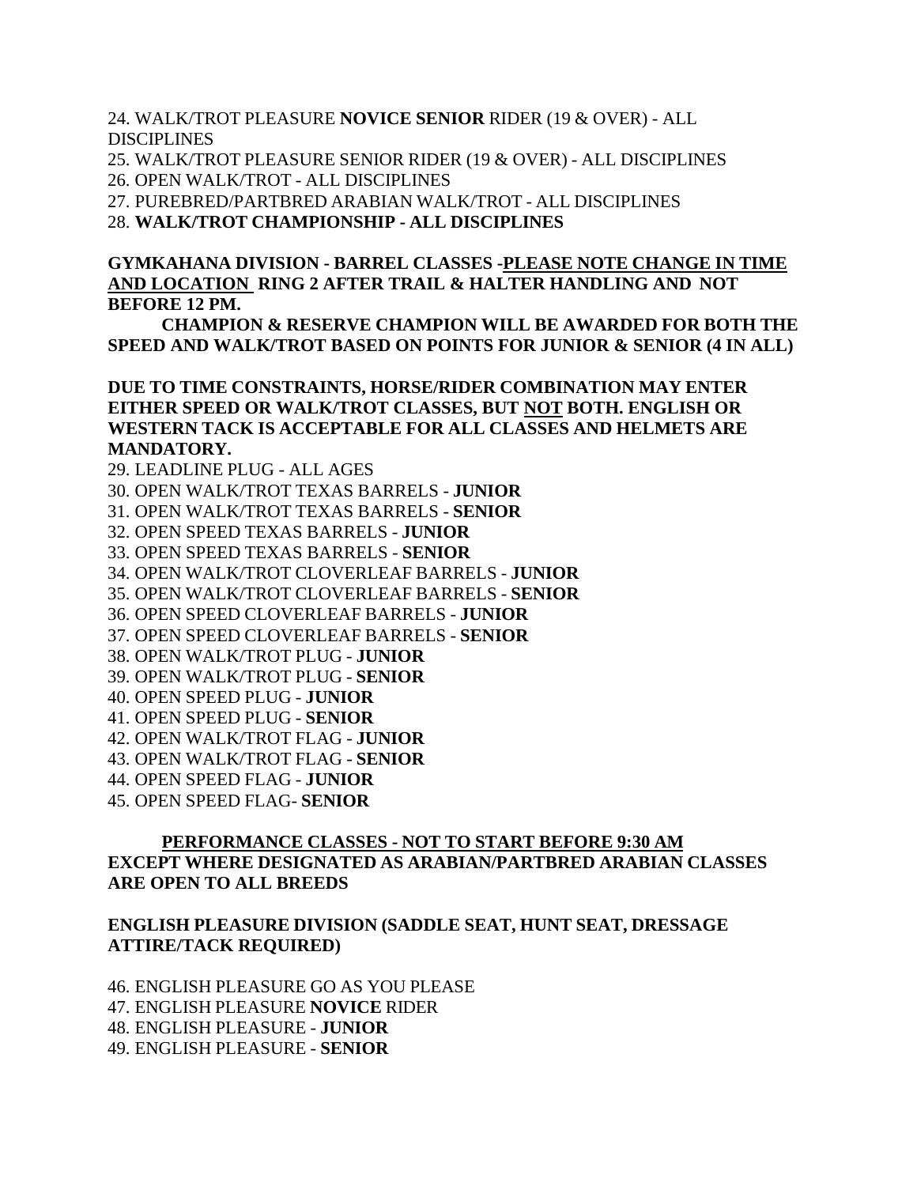24. WALK/TROT PLEASURE **NOVICE SENIOR** RIDER (19 & OVER) - ALL DISCIPLINES
25. WALK/TROT PLEASURE SENIOR RIDER (19 & OVER) - ALL DISCIPLINES
26. OPEN WALK/TROT - ALL DISCIPLINES
27. PUREBRED/PARTBRED ARABIAN WALK/TROT - ALL DISCIPLINES
28. **WALK/TROT CHAMPIONSHIP - ALL DISCIPLINES**

**GYMKAHANA DIVISION - BARREL CLASSES -<u>PLEASE NOTE CHANGE IN TIME AND LOCATION</u> RING 2 AFTER TRAIL & HALTER HANDLING AND NOT BEFORE 12 PM.**

**CHAMPION & RESERVE CHAMPION WILL BE AWARDED FOR BOTH THE SPEED AND WALK/TROT BASED ON POINTS FOR JUNIOR & SENIOR (4 IN ALL)**

**DUE TO TIME CONSTRAINTS, HORSE/RIDER COMBINATION MAY ENTER EITHER SPEED OR WALK/TROT CLASSES, BUT <u>NOT</u> BOTH. ENGLISH OR WESTERN TACK IS ACCEPTABLE FOR ALL CLASSES AND HELMETS ARE MANDATORY.**

29. LEADLINE PLUG - ALL AGES
30. OPEN WALK/TROT TEXAS BARRELS - **JUNIOR**
31. OPEN WALK/TROT TEXAS BARRELS - **SENIOR**
32. OPEN SPEED TEXAS BARRELS - **JUNIOR**
33. OPEN SPEED TEXAS BARRELS - **SENIOR**
34. OPEN WALK/TROT CLOVERLEAF BARRELS - **JUNIOR**
35. OPEN WALK/TROT CLOVERLEAF BARRELS - **SENIOR**
36. OPEN SPEED CLOVERLEAF BARRELS - **JUNIOR**
37. OPEN SPEED CLOVERLEAF BARRELS - **SENIOR**
38. OPEN WALK/TROT PLUG - **JUNIOR**
39. OPEN WALK/TROT PLUG - **SENIOR**
40. OPEN SPEED PLUG - **JUNIOR**
41. OPEN SPEED PLUG - **SENIOR**
42. OPEN WALK/TROT FLAG - **JUNIOR**
43. OPEN WALK/TROT FLAG - **SENIOR**
44. OPEN SPEED FLAG - **JUNIOR**
45. OPEN SPEED FLAG- **SENIOR**

**<u>PERFORMANCE CLASSES - NOT TO START BEFORE 9:30 AM</u>**
**EXCEPT WHERE DESIGNATED AS ARABIAN/PARTBRED ARABIAN CLASSES ARE OPEN TO ALL BREEDS**

**ENGLISH PLEASURE DIVISION (SADDLE SEAT, HUNT SEAT, DRESSAGE ATTIRE/TACK REQUIRED)**

46. ENGLISH PLEASURE GO AS YOU PLEASE
47. ENGLISH PLEASURE **NOVICE** RIDER
48. ENGLISH PLEASURE - **JUNIOR**
49. ENGLISH PLEASURE - **SENIOR**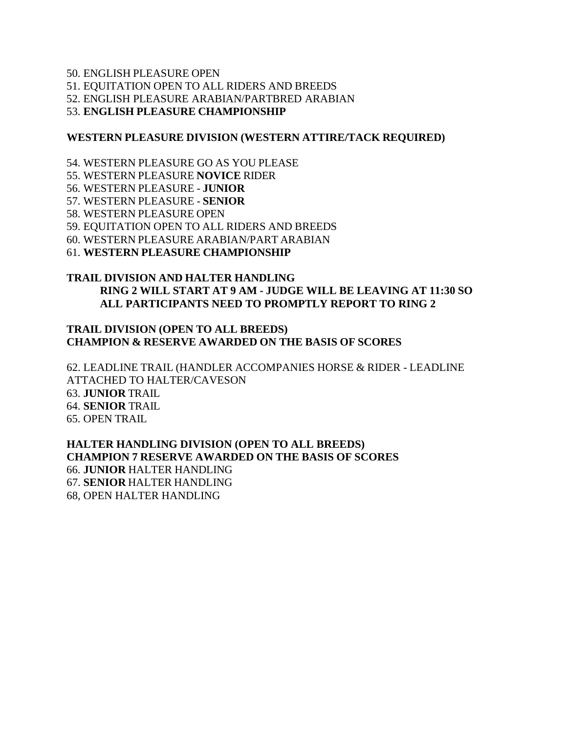50. ENGLISH PLEASURE OPEN
51. EQUITATION OPEN TO ALL RIDERS AND BREEDS
52. ENGLISH PLEASURE ARABIAN/PARTBRED ARABIAN
53. **ENGLISH PLEASURE CHAMPIONSHIP**

**WESTERN PLEASURE DIVISION (WESTERN ATTIRE/TACK REQUIRED)**

54. WESTERN PLEASURE GO AS YOU PLEASE
55. WESTERN PLEASURE **NOVICE** RIDER
56. WESTERN PLEASURE - **JUNIOR**
57. WESTERN PLEASURE - **SENIOR**
58. WESTERN PLEASURE OPEN
59. EQUITATION OPEN TO ALL RIDERS AND BREEDS
60. WESTERN PLEASURE ARABIAN/PART ARABIAN
61. **WESTERN PLEASURE CHAMPIONSHIP**

**TRAIL DIVISION AND HALTER HANDLING**

**RING 2 WILL START AT 9 AM - JUDGE WILL BE LEAVING AT 11:30 SO ALL PARTICIPANTS NEED TO PROMPTLY REPORT TO RING 2**

**TRAIL DIVISION (OPEN TO ALL BREEDS)**
**CHAMPION & RESERVE AWARDED ON THE BASIS OF SCORES**

62. LEADLINE TRAIL (HANDLER ACCOMPANIES HORSE & RIDER - LEADLINE ATTACHED TO HALTER/CAVESON
63. **JUNIOR** TRAIL
64. **SENIOR** TRAIL
65. OPEN TRAIL

**HALTER HANDLING DIVISION (OPEN TO ALL BREEDS)**
**CHAMPION 7 RESERVE AWARDED ON THE BASIS OF SCORES**

66. **JUNIOR** HALTER HANDLING
67. **SENIOR** HALTER HANDLING
68, OPEN HALTER HANDLING